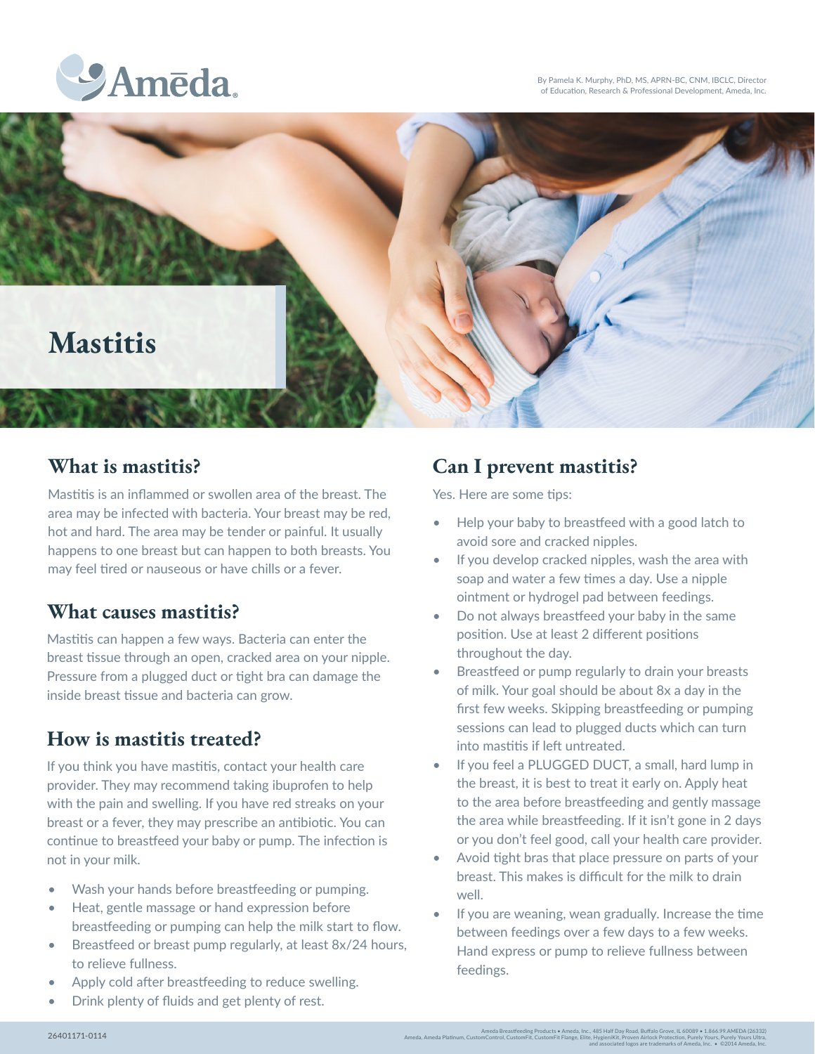Amēda

By Pamela K. Murphy, PhD, MS, APRN-BC, CNM, IBCLC, Director of Education, Research & Professional Development, Ameda, Inc.

# Mastitis

## What is mastitis?

Mastitis is an inflammed or swollen area of the breast. The area may be infected with bacteria. Your breast may be red, hot and hard. The area may be tender or painful. It usually happens to one breast but can happen to both breasts. You may feel tired or nauseous or have chills or a fever.

## What causes mastitis?

Mastitis can happen a few ways. Bacteria can enter the breast tissue through an open, cracked area on your nipple. Pressure from a plugged duct or tight bra can damage the inside breast tissue and bacteria can grow.

## How is mastitis treated?

If you think you have mastitis, contact your health care provider. They may recommend taking ibuprofen to help with the pain and swelling. If you have red streaks on your breast or a fever, they may prescribe an antibiotic. You can continue to breastfeed your baby or pump. The infection is not in your milk.

- Wash your hands before breastfeeding or pumping.
- Heat, gentle massage or hand expression before breastfeeding or pumping can help the milk start to flow.
- Breastfeed or breast pump regularly, at least 8x/24 hours, to relieve fullness.
- Apply cold after breastfeeding to reduce swelling.
- Drink plenty of fluids and get plenty of rest.

## Can I prevent mastitis?

Yes. Here are some tips:

- Help your baby to breastfeed with a good latch to avoid sore and cracked nipples.
- If you develop cracked nipples, wash the area with soap and water a few times a day. Use a nipple ointment or hydrogel pad between feedings.
- Do not always breastfeed your baby in the same position. Use at least 2 different positions throughout the day.
- Breastfeed or pump regularly to drain your breasts of milk. Your goal should be about 8x a day in the first few weeks. Skipping breastfeeding or pumping sessions can lead to plugged ducts which can turn into mastitis if left untreated.
- If you feel a PLUGGED DUCT, a small, hard lump in the breast, it is best to treat it early on. Apply heat to the area before breastfeeding and gently massage the area while breastfeeding. If it isn't gone in 2 days or you don't feel good, call your health care provider.
- Avoid tight bras that place pressure on parts of your breast. This makes is difficult for the milk to drain well.
- If you are weaning, wean gradually. Increase the time between feedings over a few days to a few weeks. Hand express or pump to relieve fullness between feedings.

26401171-0114

Ameda Breastfeeding Products • Ameda, Inc., 485 Half Day Road, Buffalo Grove, IL 60089 • 1.866.99.AMEDA (26332)
Ameda, Ameda Platinum, CustomControl, CustomFit, CustomFit Flange, Elite, HygieniKit, Proven Airlock Protection, Purely Yours, Purely Yours Ultra, and associated logos are trademarks of Ameda, Inc. • ©2014 Ameda, Inc.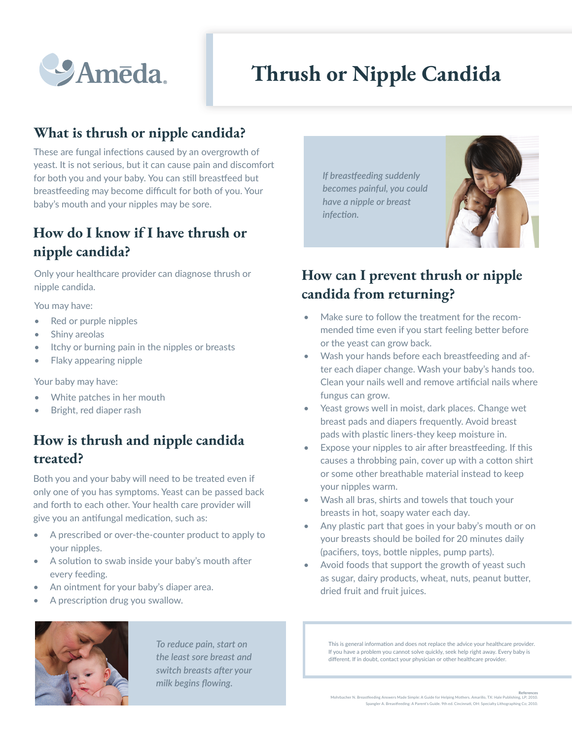Amēda

# Thrush or Nipple Candida

## What is thrush or nipple candida?

These are fungal infections caused by an overgrowth of yeast. It is not serious, but it can cause pain and discomfort for both you and your baby. You can still breastfeed but breastfeeding may become difficult for both of you. Your baby's mouth and your nipples may be sore.

## How do I know if I have thrush or nipple candida?

Only your healthcare provider can diagnose thrush or nipple candida.

You may have:

- Red or purple nipples
- Shiny areolas
- Itchy or burning pain in the nipples or breasts
- Flaky appearing nipple

Your baby may have:

- White patches in her mouth
- Bright, red diaper rash

## How is thrush and nipple candida treated?

Both you and your baby will need to be treated even if only one of you has symptoms. Yeast can be passed back and forth to each other. Your health care provider will give you an antifungal medication, such as:

- A prescribed or over-the-counter product to apply to your nipples.
- A solution to swab inside your baby's mouth after every feeding.
- An ointment for your baby's diaper area.
- A prescription drug you swallow.

*To reduce pain, start on the least sore breast and switch breasts after your milk begins flowing.*

*If breastfeeding suddenly becomes painful, you could have a nipple or breast infection.*

## How can I prevent thrush or nipple candida from returning?

- Make sure to follow the treatment for the recommended time even if you start feeling better before or the yeast can grow back.
- Wash your hands before each breastfeeding and after each diaper change. Wash your baby's hands too. Clean your nails well and remove artificial nails where fungus can grow.
- Yeast grows well in moist, dark places. Change wet breast pads and diapers frequently. Avoid breast pads with plastic liners-they keep moisture in.
- Expose your nipples to air after breastfeeding. If this causes a throbbing pain, cover up with a cotton shirt or some other breathable material instead to keep your nipples warm.
- Wash all bras, shirts and towels that touch your breasts in hot, soapy water each day.
- Any plastic part that goes in your baby's mouth or on your breasts should be boiled for 20 minutes daily (pacifiers, toys, bottle nipples, pump parts).
- Avoid foods that support the growth of yeast such as sugar, dairy products, wheat, nuts, peanut butter, dried fruit and fruit juices.

This is general information and does not replace the advice your healthcare provider. If you have a problem you cannot solve quickly, seek help right away. Every baby is different. If in doubt, contact your physician or other healthcare provider.

**References**

Mohrbacher N. Breastfeeding Answers Made Simple: A Guide for Helping Mothers. Amarillo, TX: Hale Publishing, LP; 2010.

Spangler A. Breastfeeding: A Parent's Guide. 9th ed. Cincinnati, OH: Specialty Lithographing Co; 2010.